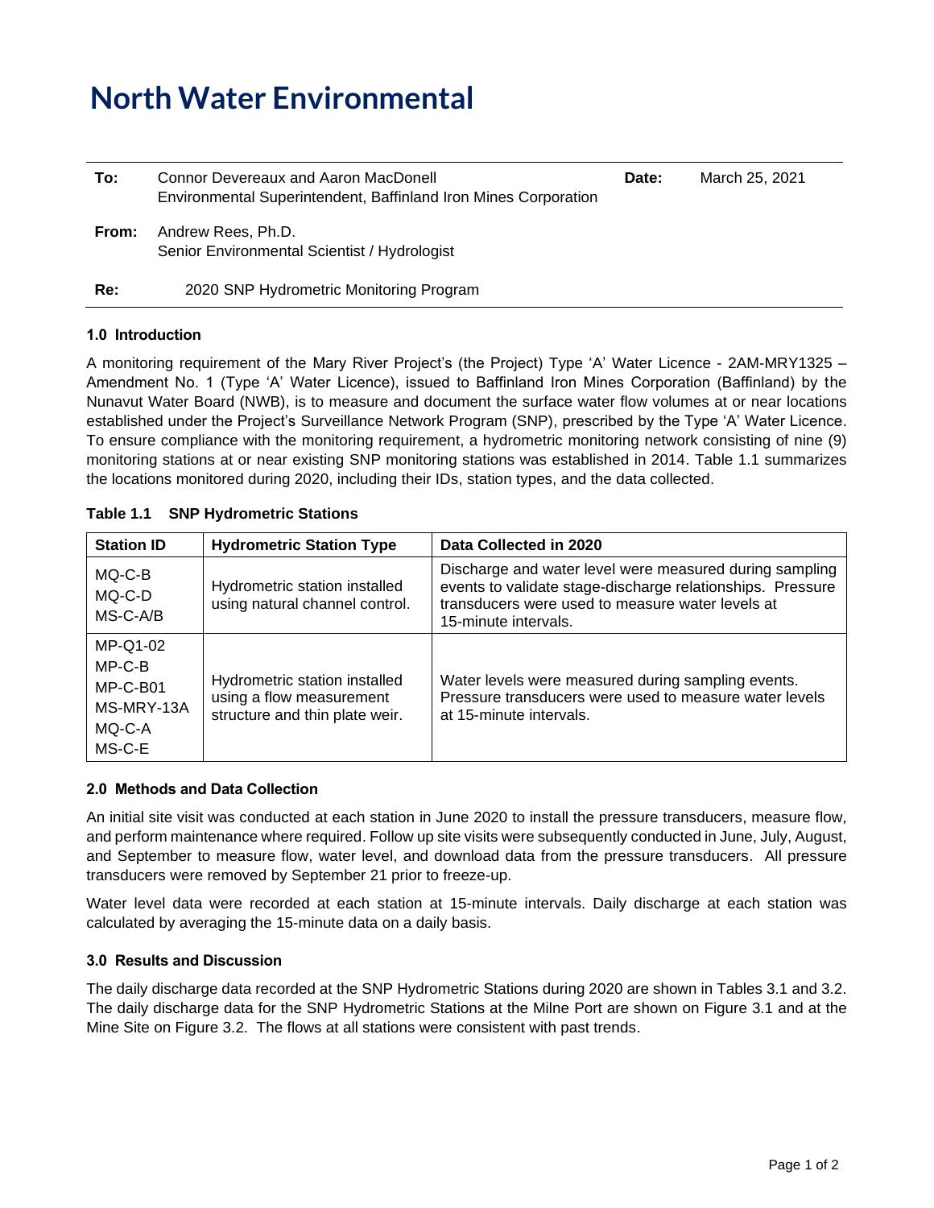# North Water Environmental

| | | | |
|---|---|---|---|
| **To:** | Connor Devereaux and Aaron MacDonell<br>Environmental Superintendent, Baffinland Iron Mines Corporation | **Date:** | March 25, 2021 |
| **From:** | Andrew Rees, Ph.D.<br>Senior Environmental Scientist / Hydrologist | | |
| **Re:** | 2020 SNP Hydrometric Monitoring Program | | |

### 1.0 Introduction

A monitoring requirement of the Mary River Project's (the Project) Type 'A' Water Licence - 2AM-MRY1325 – Amendment No. 1 (Type 'A' Water Licence), issued to Baffinland Iron Mines Corporation (Baffinland) by the Nunavut Water Board (NWB), is to measure and document the surface water flow volumes at or near locations established under the Project's Surveillance Network Program (SNP), prescribed by the Type 'A' Water Licence. To ensure compliance with the monitoring requirement, a hydrometric monitoring network consisting of nine (9) monitoring stations at or near existing SNP monitoring stations was established in 2014. Table 1.1 summarizes the locations monitored during 2020, including their IDs, station types, and the data collected.

**Table 1.1 SNP Hydrometric Stations**

| Station ID | Hydrometric Station Type | Data Collected in 2020 |
|---|---|---|
| MQ-C-B<br>MQ-C-D<br>MS-C-A/B | Hydrometric station installed using natural channel control. | Discharge and water level were measured during sampling events to validate stage-discharge relationships. Pressure transducers were used to measure water levels at 15-minute intervals. |
| MP-Q1-02<br>MP-C-B<br>MP-C-B01<br>MS-MRY-13A<br>MQ-C-A<br>MS-C-E | Hydrometric station installed using a flow measurement structure and thin plate weir. | Water levels were measured during sampling events. Pressure transducers were used to measure water levels at 15-minute intervals. |

### 2.0 Methods and Data Collection

An initial site visit was conducted at each station in June 2020 to install the pressure transducers, measure flow, and perform maintenance where required. Follow up site visits were subsequently conducted in June, July, August, and September to measure flow, water level, and download data from the pressure transducers. All pressure transducers were removed by September 21 prior to freeze-up.

Water level data were recorded at each station at 15-minute intervals. Daily discharge at each station was calculated by averaging the 15-minute data on a daily basis.

### 3.0 Results and Discussion

The daily discharge data recorded at the SNP Hydrometric Stations during 2020 are shown in Tables 3.1 and 3.2. The daily discharge data for the SNP Hydrometric Stations at the Milne Port are shown on Figure 3.1 and at the Mine Site on Figure 3.2. The flows at all stations were consistent with past trends.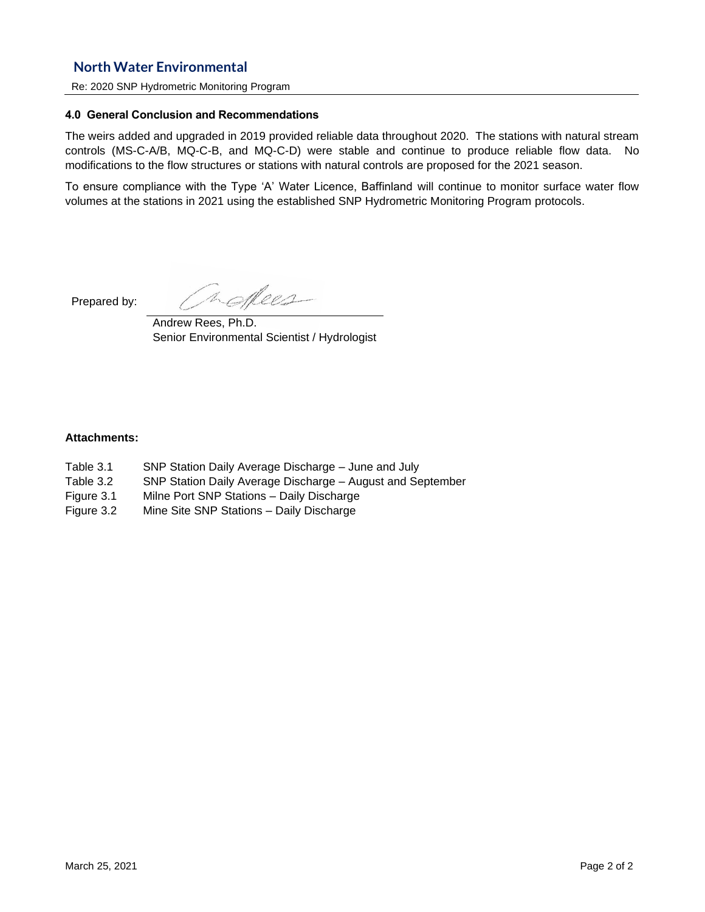## 4.0 General Conclusion and Recommendations

The weirs added and upgraded in 2019 provided reliable data throughout 2020. The stations with natural stream controls (MS-C-A/B, MQ-C-B, and MQ-C-D) were stable and continue to produce reliable flow data. No modifications to the flow structures or stations with natural controls are proposed for the 2021 season.

To ensure compliance with the Type 'A' Water Licence, Baffinland will continue to monitor surface water flow volumes at the stations in 2021 using the established SNP Hydrometric Monitoring Program protocols.

Prepared by:

Andrew Rees, Ph.D.
Senior Environmental Scientist / Hydrologist

**Attachments:**

- Table 3.1 SNP Station Daily Average Discharge – June and July
- Table 3.2 SNP Station Daily Average Discharge – August and September
- Figure 3.1 Milne Port SNP Stations – Daily Discharge
- Figure 3.2 Mine Site SNP Stations – Daily Discharge

March 25, 2021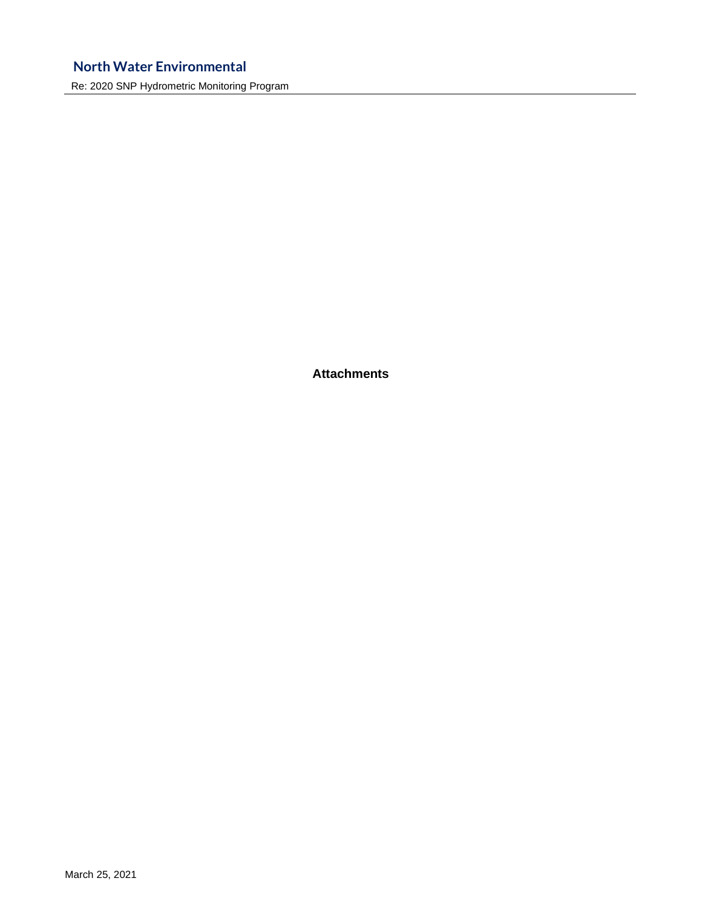**Attachments**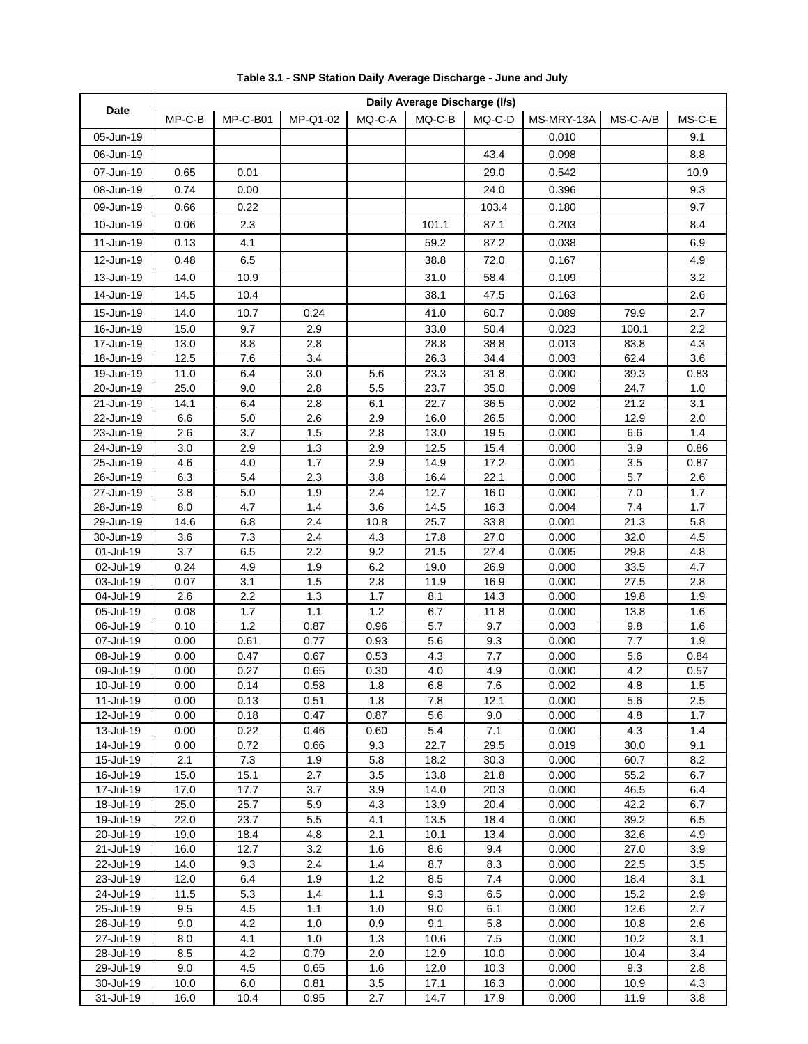**Table 3.1 - SNP Station Daily Average Discharge - June and July**

| Date | Daily Average Discharge (l/s) | | | | | | | | |
|---|---|---|---|---|---|---|---|---|---|
| | MP-C-B | MP-C-B01 | MP-Q1-02 | MQ-C-A | MQ-C-B | MQ-C-D | MS-MRY-13A | MS-C-A/B | MS-C-E |
| 05-Jun-19 | | | | | | | 0.010 | | 9.1 |
| 06-Jun-19 | | | | | | 43.4 | 0.098 | | 8.8 |
| 07-Jun-19 | 0.65 | 0.01 | | | | 29.0 | 0.542 | | 10.9 |
| 08-Jun-19 | 0.74 | 0.00 | | | | 24.0 | 0.396 | | 9.3 |
| 09-Jun-19 | 0.66 | 0.22 | | | | 103.4 | 0.180 | | 9.7 |
| 10-Jun-19 | 0.06 | 2.3 | | | 101.1 | 87.1 | 0.203 | | 8.4 |
| 11-Jun-19 | 0.13 | 4.1 | | | 59.2 | 87.2 | 0.038 | | 6.9 |
| 12-Jun-19 | 0.48 | 6.5 | | | 38.8 | 72.0 | 0.167 | | 4.9 |
| 13-Jun-19 | 14.0 | 10.9 | | | 31.0 | 58.4 | 0.109 | | 3.2 |
| 14-Jun-19 | 14.5 | 10.4 | | | 38.1 | 47.5 | 0.163 | | 2.6 |
| 15-Jun-19 | 14.0 | 10.7 | 0.24 | | 41.0 | 60.7 | 0.089 | 79.9 | 2.7 |
| 16-Jun-19 | 15.0 | 9.7 | 2.9 | | 33.0 | 50.4 | 0.023 | 100.1 | 2.2 |
| 17-Jun-19 | 13.0 | 8.8 | 2.8 | | 28.8 | 38.8 | 0.013 | 83.8 | 4.3 |
| 18-Jun-19 | 12.5 | 7.6 | 3.4 | | 26.3 | 34.4 | 0.003 | 62.4 | 3.6 |
| 19-Jun-19 | 11.0 | 6.4 | 3.0 | 5.6 | 23.3 | 31.8 | 0.000 | 39.3 | 0.83 |
| 20-Jun-19 | 25.0 | 9.0 | 2.8 | 5.5 | 23.7 | 35.0 | 0.009 | 24.7 | 1.0 |
| 21-Jun-19 | 14.1 | 6.4 | 2.8 | 6.1 | 22.7 | 36.5 | 0.002 | 21.2 | 3.1 |
| 22-Jun-19 | 6.6 | 5.0 | 2.6 | 2.9 | 16.0 | 26.5 | 0.000 | 12.9 | 2.0 |
| 23-Jun-19 | 2.6 | 3.7 | 1.5 | 2.8 | 13.0 | 19.5 | 0.000 | 6.6 | 1.4 |
| 24-Jun-19 | 3.0 | 2.9 | 1.3 | 2.9 | 12.5 | 15.4 | 0.000 | 3.9 | 0.86 |
| 25-Jun-19 | 4.6 | 4.0 | 1.7 | 2.9 | 14.9 | 17.2 | 0.001 | 3.5 | 0.87 |
| 26-Jun-19 | 6.3 | 5.4 | 2.3 | 3.8 | 16.4 | 22.1 | 0.000 | 5.7 | 2.6 |
| 27-Jun-19 | 3.8 | 5.0 | 1.9 | 2.4 | 12.7 | 16.0 | 0.000 | 7.0 | 1.7 |
| 28-Jun-19 | 8.0 | 4.7 | 1.4 | 3.6 | 14.5 | 16.3 | 0.004 | 7.4 | 1.7 |
| 29-Jun-19 | 14.6 | 6.8 | 2.4 | 10.8 | 25.7 | 33.8 | 0.001 | 21.3 | 5.8 |
| 30-Jun-19 | 3.6 | 7.3 | 2.4 | 4.3 | 17.8 | 27.0 | 0.000 | 32.0 | 4.5 |
| 01-Jul-19 | 3.7 | 6.5 | 2.2 | 9.2 | 21.5 | 27.4 | 0.005 | 29.8 | 4.8 |
| 02-Jul-19 | 0.24 | 4.9 | 1.9 | 6.2 | 19.0 | 26.9 | 0.000 | 33.5 | 4.7 |
| 03-Jul-19 | 0.07 | 3.1 | 1.5 | 2.8 | 11.9 | 16.9 | 0.000 | 27.5 | 2.8 |
| 04-Jul-19 | 2.6 | 2.2 | 1.3 | 1.7 | 8.1 | 14.3 | 0.000 | 19.8 | 1.9 |
| 05-Jul-19 | 0.08 | 1.7 | 1.1 | 1.2 | 6.7 | 11.8 | 0.000 | 13.8 | 1.6 |
| 06-Jul-19 | 0.10 | 1.2 | 0.87 | 0.96 | 5.7 | 9.7 | 0.003 | 9.8 | 1.6 |
| 07-Jul-19 | 0.00 | 0.61 | 0.77 | 0.93 | 5.6 | 9.3 | 0.000 | 7.7 | 1.9 |
| 08-Jul-19 | 0.00 | 0.47 | 0.67 | 0.53 | 4.3 | 7.7 | 0.000 | 5.6 | 0.84 |
| 09-Jul-19 | 0.00 | 0.27 | 0.65 | 0.30 | 4.0 | 4.9 | 0.000 | 4.2 | 0.57 |
| 10-Jul-19 | 0.00 | 0.14 | 0.58 | 1.8 | 6.8 | 7.6 | 0.002 | 4.8 | 1.5 |
| 11-Jul-19 | 0.00 | 0.13 | 0.51 | 1.8 | 7.8 | 12.1 | 0.000 | 5.6 | 2.5 |
| 12-Jul-19 | 0.00 | 0.18 | 0.47 | 0.87 | 5.6 | 9.0 | 0.000 | 4.8 | 1.7 |
| 13-Jul-19 | 0.00 | 0.22 | 0.46 | 0.60 | 5.4 | 7.1 | 0.000 | 4.3 | 1.4 |
| 14-Jul-19 | 0.00 | 0.72 | 0.66 | 9.3 | 22.7 | 29.5 | 0.019 | 30.0 | 9.1 |
| 15-Jul-19 | 2.1 | 7.3 | 1.9 | 5.8 | 18.2 | 30.3 | 0.000 | 60.7 | 8.2 |
| 16-Jul-19 | 15.0 | 15.1 | 2.7 | 3.5 | 13.8 | 21.8 | 0.000 | 55.2 | 6.7 |
| 17-Jul-19 | 17.0 | 17.7 | 3.7 | 3.9 | 14.0 | 20.3 | 0.000 | 46.5 | 6.4 |
| 18-Jul-19 | 25.0 | 25.7 | 5.9 | 4.3 | 13.9 | 20.4 | 0.000 | 42.2 | 6.7 |
| 19-Jul-19 | 22.0 | 23.7 | 5.5 | 4.1 | 13.5 | 18.4 | 0.000 | 39.2 | 6.5 |
| 20-Jul-19 | 19.0 | 18.4 | 4.8 | 2.1 | 10.1 | 13.4 | 0.000 | 32.6 | 4.9 |
| 21-Jul-19 | 16.0 | 12.7 | 3.2 | 1.6 | 8.6 | 9.4 | 0.000 | 27.0 | 3.9 |
| 22-Jul-19 | 14.0 | 9.3 | 2.4 | 1.4 | 8.7 | 8.3 | 0.000 | 22.5 | 3.5 |
| 23-Jul-19 | 12.0 | 6.4 | 1.9 | 1.2 | 8.5 | 7.4 | 0.000 | 18.4 | 3.1 |
| 24-Jul-19 | 11.5 | 5.3 | 1.4 | 1.1 | 9.3 | 6.5 | 0.000 | 15.2 | 2.9 |
| 25-Jul-19 | 9.5 | 4.5 | 1.1 | 1.0 | 9.0 | 6.1 | 0.000 | 12.6 | 2.7 |
| 26-Jul-19 | 9.0 | 4.2 | 1.0 | 0.9 | 9.1 | 5.8 | 0.000 | 10.8 | 2.6 |
| 27-Jul-19 | 8.0 | 4.1 | 1.0 | 1.3 | 10.6 | 7.5 | 0.000 | 10.2 | 3.1 |
| 28-Jul-19 | 8.5 | 4.2 | 0.79 | 2.0 | 12.9 | 10.0 | 0.000 | 10.4 | 3.4 |
| 29-Jul-19 | 9.0 | 4.5 | 0.65 | 1.6 | 12.0 | 10.3 | 0.000 | 9.3 | 2.8 |
| 30-Jul-19 | 10.0 | 6.0 | 0.81 | 3.5 | 17.1 | 16.3 | 0.000 | 10.9 | 4.3 |
| 31-Jul-19 | 16.0 | 10.4 | 0.95 | 2.7 | 14.7 | 17.9 | 0.000 | 11.9 | 3.8 |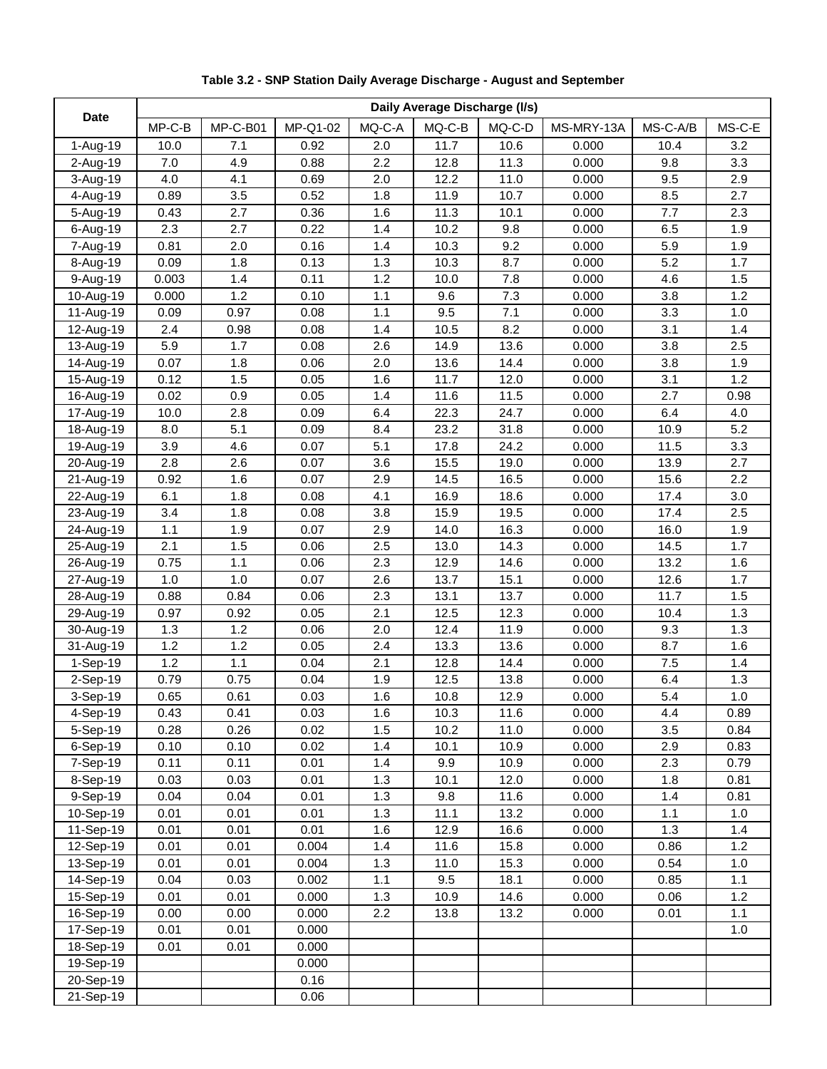**Table 3.2 - SNP Station Daily Average Discharge - August and September**

| Date | Daily Average Discharge (l/s) | | | | | | | | |
|---|---|---|---|---|---|---|---|---|---|
| | MP-C-B | MP-C-B01 | MP-Q1-02 | MQ-C-A | MQ-C-B | MQ-C-D | MS-MRY-13A | MS-C-A/B | MS-C-E |
| 1-Aug-19 | 10.0 | 7.1 | 0.92 | 2.0 | 11.7 | 10.6 | 0.000 | 10.4 | 3.2 |
| 2-Aug-19 | 7.0 | 4.9 | 0.88 | 2.2 | 12.8 | 11.3 | 0.000 | 9.8 | 3.3 |
| 3-Aug-19 | 4.0 | 4.1 | 0.69 | 2.0 | 12.2 | 11.0 | 0.000 | 9.5 | 2.9 |
| 4-Aug-19 | 0.89 | 3.5 | 0.52 | 1.8 | 11.9 | 10.7 | 0.000 | 8.5 | 2.7 |
| 5-Aug-19 | 0.43 | 2.7 | 0.36 | 1.6 | 11.3 | 10.1 | 0.000 | 7.7 | 2.3 |
| 6-Aug-19 | 2.3 | 2.7 | 0.22 | 1.4 | 10.2 | 9.8 | 0.000 | 6.5 | 1.9 |
| 7-Aug-19 | 0.81 | 2.0 | 0.16 | 1.4 | 10.3 | 9.2 | 0.000 | 5.9 | 1.9 |
| 8-Aug-19 | 0.09 | 1.8 | 0.13 | 1.3 | 10.3 | 8.7 | 0.000 | 5.2 | 1.7 |
| 9-Aug-19 | 0.003 | 1.4 | 0.11 | 1.2 | 10.0 | 7.8 | 0.000 | 4.6 | 1.5 |
| 10-Aug-19 | 0.000 | 1.2 | 0.10 | 1.1 | 9.6 | 7.3 | 0.000 | 3.8 | 1.2 |
| 11-Aug-19 | 0.09 | 0.97 | 0.08 | 1.1 | 9.5 | 7.1 | 0.000 | 3.3 | 1.0 |
| 12-Aug-19 | 2.4 | 0.98 | 0.08 | 1.4 | 10.5 | 8.2 | 0.000 | 3.1 | 1.4 |
| 13-Aug-19 | 5.9 | 1.7 | 0.08 | 2.6 | 14.9 | 13.6 | 0.000 | 3.8 | 2.5 |
| 14-Aug-19 | 0.07 | 1.8 | 0.06 | 2.0 | 13.6 | 14.4 | 0.000 | 3.8 | 1.9 |
| 15-Aug-19 | 0.12 | 1.5 | 0.05 | 1.6 | 11.7 | 12.0 | 0.000 | 3.1 | 1.2 |
| 16-Aug-19 | 0.02 | 0.9 | 0.05 | 1.4 | 11.6 | 11.5 | 0.000 | 2.7 | 0.98 |
| 17-Aug-19 | 10.0 | 2.8 | 0.09 | 6.4 | 22.3 | 24.7 | 0.000 | 6.4 | 4.0 |
| 18-Aug-19 | 8.0 | 5.1 | 0.09 | 8.4 | 23.2 | 31.8 | 0.000 | 10.9 | 5.2 |
| 19-Aug-19 | 3.9 | 4.6 | 0.07 | 5.1 | 17.8 | 24.2 | 0.000 | 11.5 | 3.3 |
| 20-Aug-19 | 2.8 | 2.6 | 0.07 | 3.6 | 15.5 | 19.0 | 0.000 | 13.9 | 2.7 |
| 21-Aug-19 | 0.92 | 1.6 | 0.07 | 2.9 | 14.5 | 16.5 | 0.000 | 15.6 | 2.2 |
| 22-Aug-19 | 6.1 | 1.8 | 0.08 | 4.1 | 16.9 | 18.6 | 0.000 | 17.4 | 3.0 |
| 23-Aug-19 | 3.4 | 1.8 | 0.08 | 3.8 | 15.9 | 19.5 | 0.000 | 17.4 | 2.5 |
| 24-Aug-19 | 1.1 | 1.9 | 0.07 | 2.9 | 14.0 | 16.3 | 0.000 | 16.0 | 1.9 |
| 25-Aug-19 | 2.1 | 1.5 | 0.06 | 2.5 | 13.0 | 14.3 | 0.000 | 14.5 | 1.7 |
| 26-Aug-19 | 0.75 | 1.1 | 0.06 | 2.3 | 12.9 | 14.6 | 0.000 | 13.2 | 1.6 |
| 27-Aug-19 | 1.0 | 1.0 | 0.07 | 2.6 | 13.7 | 15.1 | 0.000 | 12.6 | 1.7 |
| 28-Aug-19 | 0.88 | 0.84 | 0.06 | 2.3 | 13.1 | 13.7 | 0.000 | 11.7 | 1.5 |
| 29-Aug-19 | 0.97 | 0.92 | 0.05 | 2.1 | 12.5 | 12.3 | 0.000 | 10.4 | 1.3 |
| 30-Aug-19 | 1.3 | 1.2 | 0.06 | 2.0 | 12.4 | 11.9 | 0.000 | 9.3 | 1.3 |
| 31-Aug-19 | 1.2 | 1.2 | 0.05 | 2.4 | 13.3 | 13.6 | 0.000 | 8.7 | 1.6 |
| 1-Sep-19 | 1.2 | 1.1 | 0.04 | 2.1 | 12.8 | 14.4 | 0.000 | 7.5 | 1.4 |
| 2-Sep-19 | 0.79 | 0.75 | 0.04 | 1.9 | 12.5 | 13.8 | 0.000 | 6.4 | 1.3 |
| 3-Sep-19 | 0.65 | 0.61 | 0.03 | 1.6 | 10.8 | 12.9 | 0.000 | 5.4 | 1.0 |
| 4-Sep-19 | 0.43 | 0.41 | 0.03 | 1.6 | 10.3 | 11.6 | 0.000 | 4.4 | 0.89 |
| 5-Sep-19 | 0.28 | 0.26 | 0.02 | 1.5 | 10.2 | 11.0 | 0.000 | 3.5 | 0.84 |
| 6-Sep-19 | 0.10 | 0.10 | 0.02 | 1.4 | 10.1 | 10.9 | 0.000 | 2.9 | 0.83 |
| 7-Sep-19 | 0.11 | 0.11 | 0.01 | 1.4 | 9.9 | 10.9 | 0.000 | 2.3 | 0.79 |
| 8-Sep-19 | 0.03 | 0.03 | 0.01 | 1.3 | 10.1 | 12.0 | 0.000 | 1.8 | 0.81 |
| 9-Sep-19 | 0.04 | 0.04 | 0.01 | 1.3 | 9.8 | 11.6 | 0.000 | 1.4 | 0.81 |
| 10-Sep-19 | 0.01 | 0.01 | 0.01 | 1.3 | 11.1 | 13.2 | 0.000 | 1.1 | 1.0 |
| 11-Sep-19 | 0.01 | 0.01 | 0.01 | 1.6 | 12.9 | 16.6 | 0.000 | 1.3 | 1.4 |
| 12-Sep-19 | 0.01 | 0.01 | 0.004 | 1.4 | 11.6 | 15.8 | 0.000 | 0.86 | 1.2 |
| 13-Sep-19 | 0.01 | 0.01 | 0.004 | 1.3 | 11.0 | 15.3 | 0.000 | 0.54 | 1.0 |
| 14-Sep-19 | 0.04 | 0.03 | 0.002 | 1.1 | 9.5 | 18.1 | 0.000 | 0.85 | 1.1 |
| 15-Sep-19 | 0.01 | 0.01 | 0.000 | 1.3 | 10.9 | 14.6 | 0.000 | 0.06 | 1.2 |
| 16-Sep-19 | 0.00 | 0.00 | 0.000 | 2.2 | 13.8 | 13.2 | 0.000 | 0.01 | 1.1 |
| 17-Sep-19 | 0.01 | 0.01 | 0.000 | | | | | | 1.0 |
| 18-Sep-19 | 0.01 | 0.01 | 0.000 | | | | | | |
| 19-Sep-19 | | | 0.000 | | | | | | |
| 20-Sep-19 | | | 0.16 | | | | | | |
| 21-Sep-19 | | | 0.06 | | | | | | |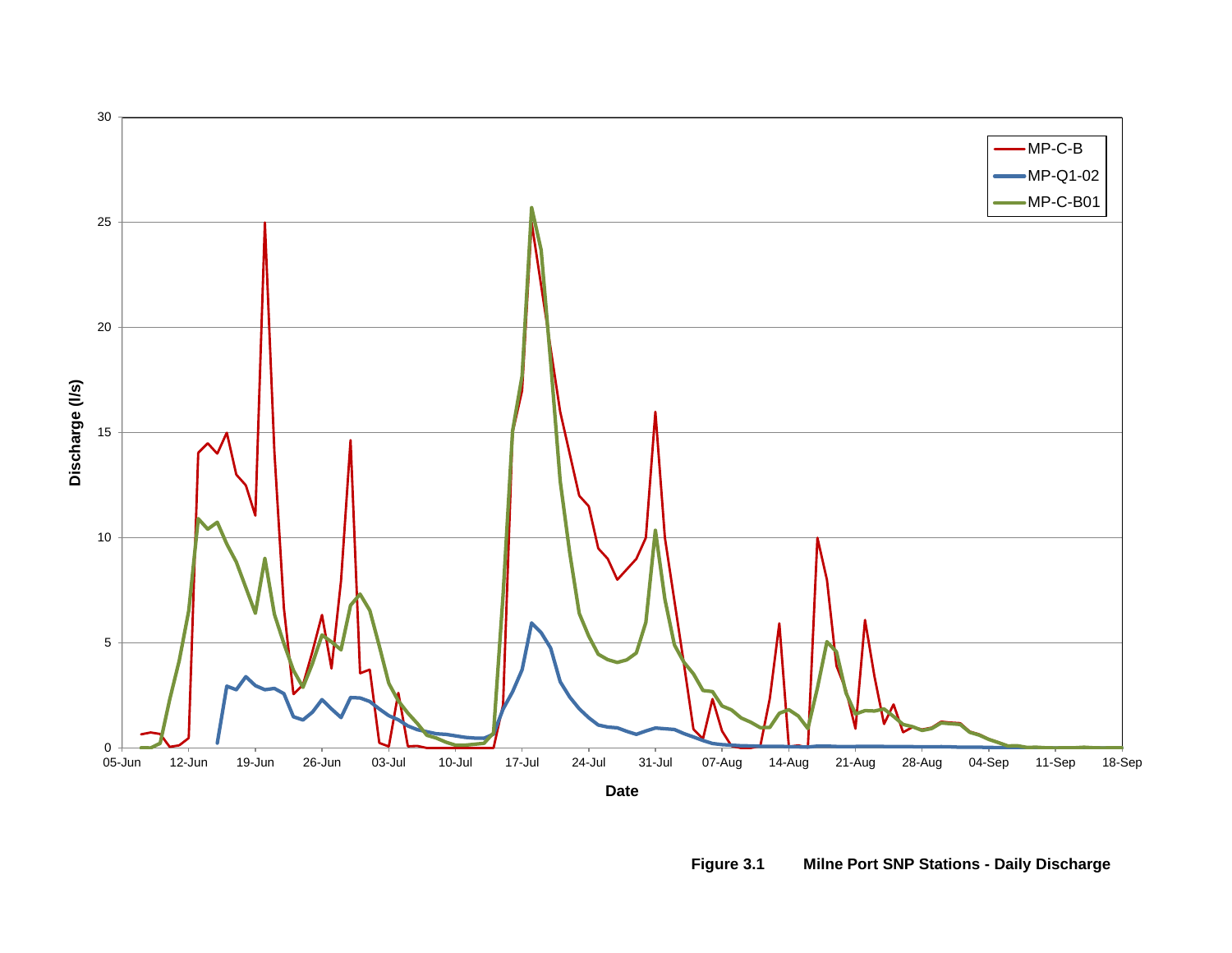**Figure 3.1 Milne Port SNP Stations - Daily Discharge**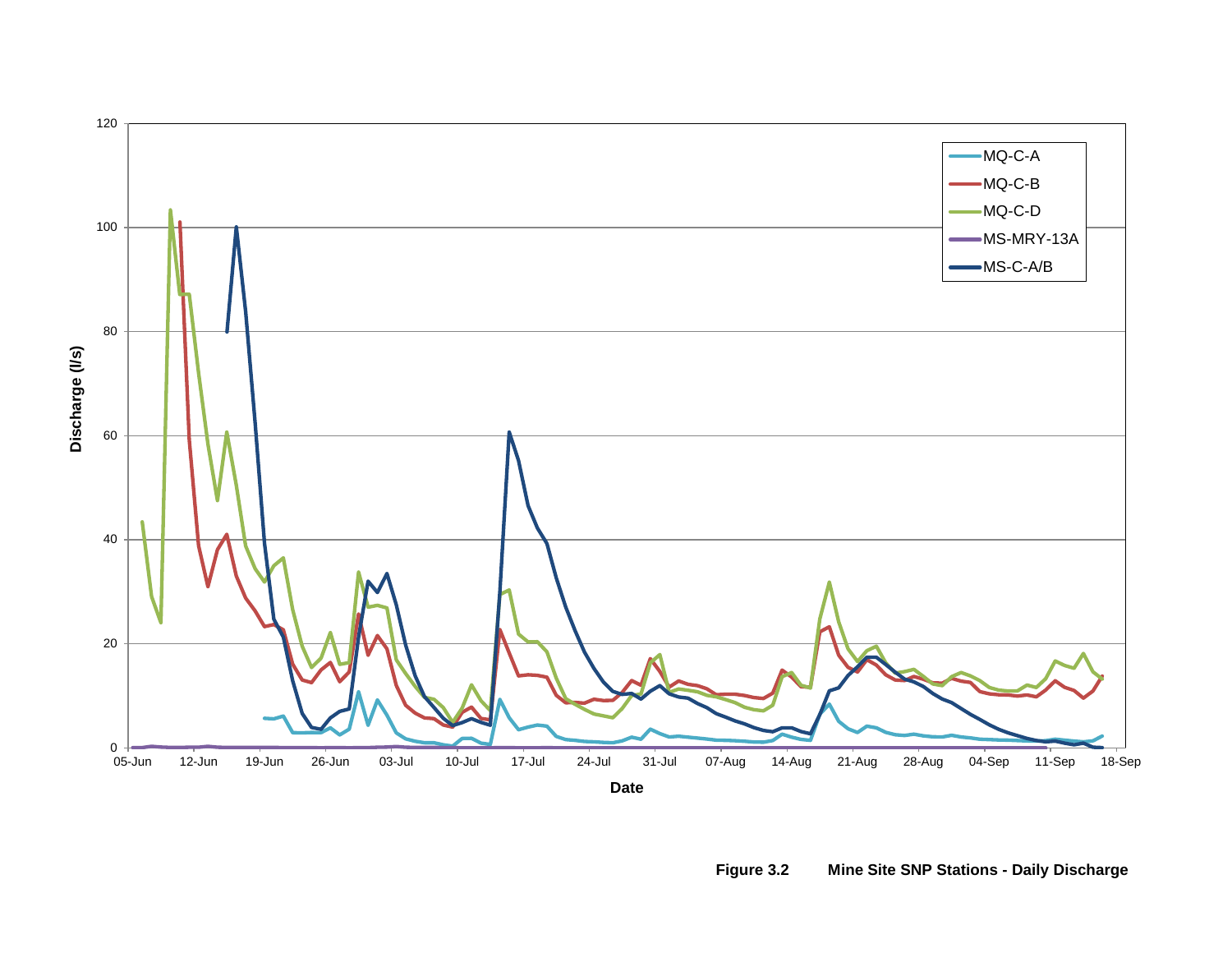120
100
80
60
40
20
0

Discharge (l/s)

05-Jun 12-Jun 19-Jun 26-Jun 03-Jul 10-Jul 17-Jul 24-Jul 31-Jul 07-Aug 14-Aug 21-Aug 28-Aug 04-Sep 11-Sep 18-Sep

Date

MQ-C-A
MQ-C-B
MQ-C-D
MS-MRY-13A
MS-C-A/B

**Figure 3.2 Mine Site SNP Stations - Daily Discharge**